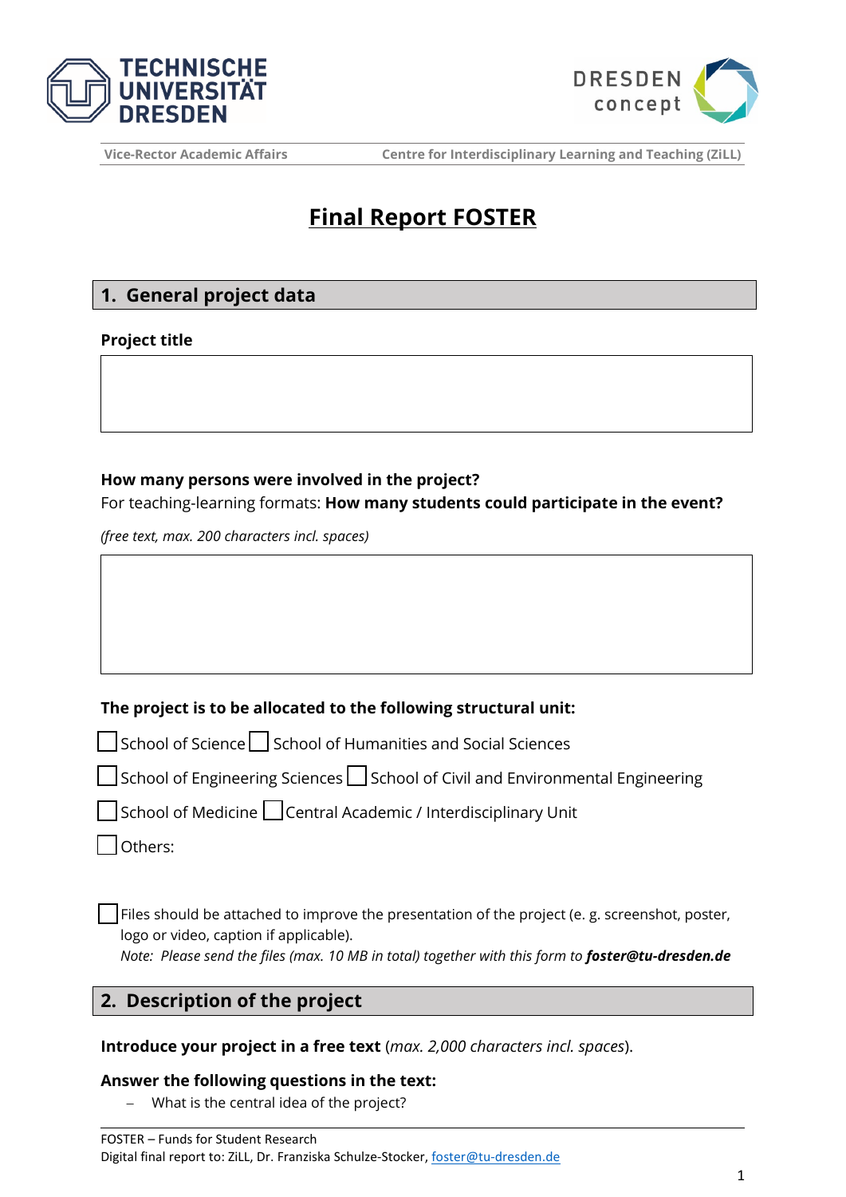Vice-Rector Academic Affairs | Centre for Interdisciplinary Learning and Teaching (ZiLL)

# Final Report FOSTER

## 1. General project data

**Project title**

**How many persons were involved in the project?**
For teaching-learning formats: **How many students could participate in the event?**

*(free text, max. 200 characters incl. spaces)*

**The project is to be allocated to the following structural unit:**

☐ School of Science ☐ School of Humanities and Social Sciences

☐ School of Engineering Sciences ☐ School of Civil and Environmental Engineering

☐ School of Medicine ☐ Central Academic / Interdisciplinary Unit

☐ Others:

☐ Files should be attached to improve the presentation of the project (e. g. screenshot, poster, logo or video, caption if applicable).
*Note: Please send the files (max. 10 MB in total) together with this form to **foster@tu-dresden.de***

## 2. Description of the project

**Introduce your project in a free text** (*max. 2,000 characters incl. spaces*).

**Answer the following questions in the text:**

- What is the central idea of the project?

FOSTER – Funds for Student Research
Digital final report to: ZiLL, Dr. Franziska Schulze-Stocker, foster@tu-dresden.de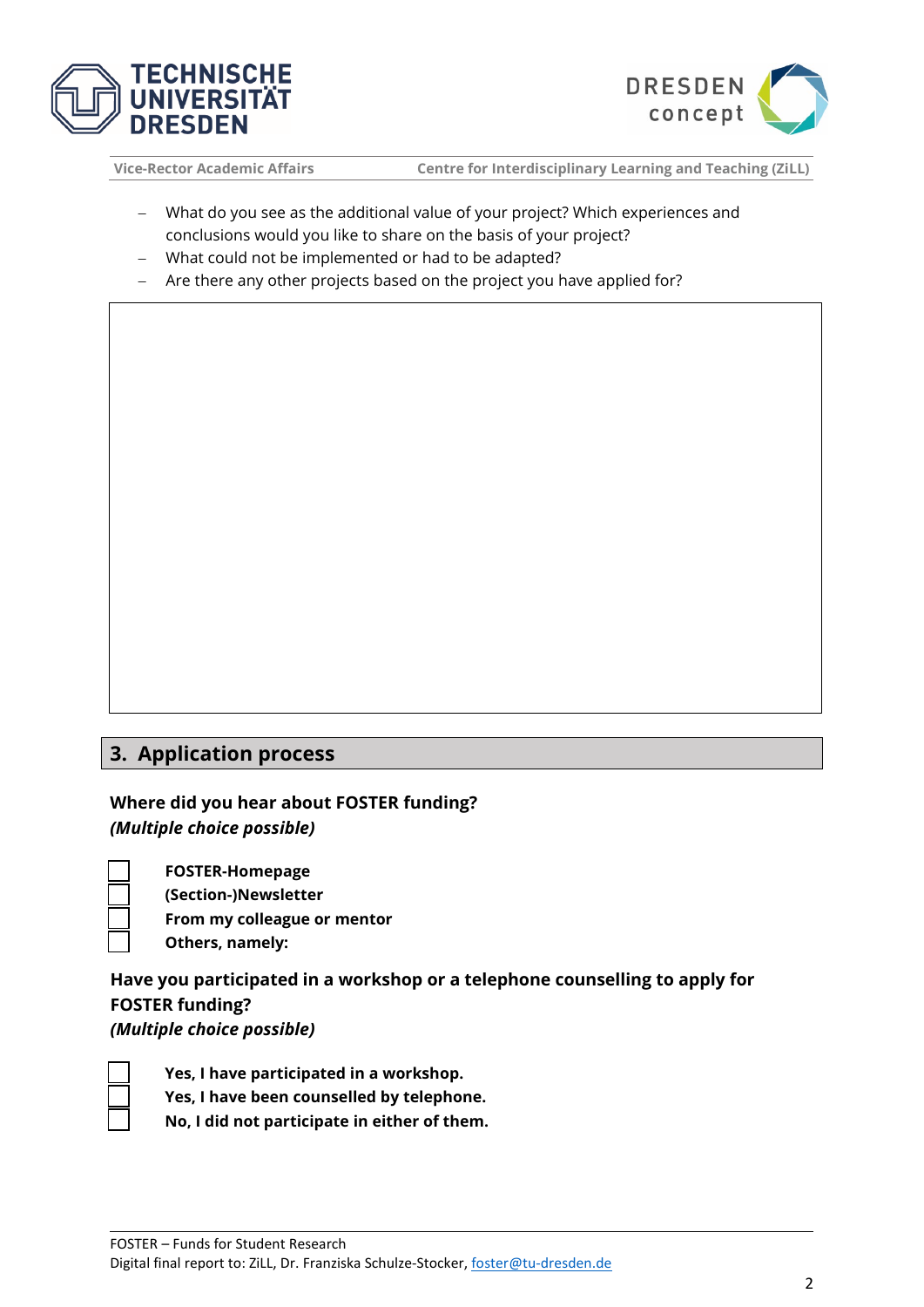- What do you see as the additional value of your project? Which experiences and conclusions would you like to share on the basis of your project?
- What could not be implemented or had to be adapted?
- Are there any other projects based on the project you have applied for?

## 3. Application process

**Where did you hear about FOSTER funding?**
***(Multiple choice possible)***

- ☐ **FOSTER-Homepage**
- ☐ **(Section-)Newsletter**
- ☐ **From my colleague or mentor**
- ☐ **Others, namely:**

**Have you participated in a workshop or a telephone counselling to apply for FOSTER funding?**
***(Multiple choice possible)***

- ☐ **Yes, I have participated in a workshop.**
- ☐ **Yes, I have been counselled by telephone.**
- ☐ **No, I did not participate in either of them.**

FOSTER – Funds for Student Research
Digital final report to: ZiLL, Dr. Franziska Schulze-Stocker, foster@tu-dresden.de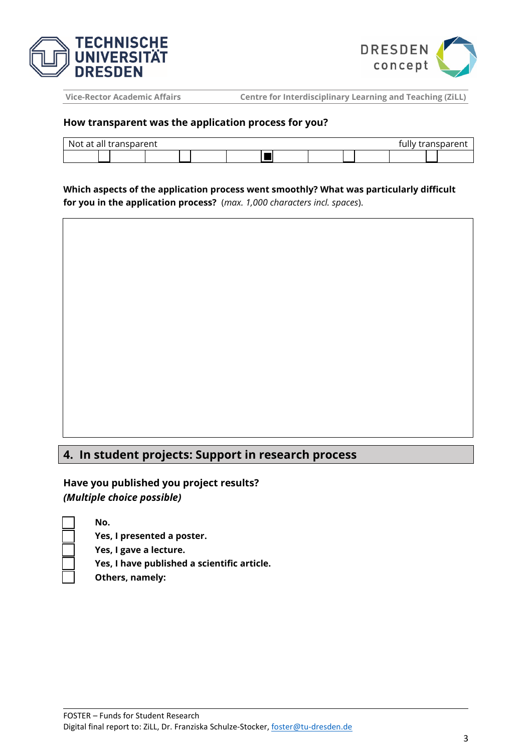Vice-Rector Academic Affairs — Centre for Interdisciplinary Learning and Teaching (ZiLL)

**How transparent was the application process for you?**

| Not at all transparent | | | | | fully transparent |
|---|---|---|---|---|---|
| ☐ | ☐ | ■ | ☐ | ☐ | |

**Which aspects of the application process went smoothly? What was particularly difficult for you in the application process?** (*max. 1,000 characters incl. spaces*).

## 4. In student projects: Support in research process

**Have you published you project results?**
***(Multiple choice possible)***

- ☐ **No.**
- ☐ **Yes, I presented a poster.**
- ☐ **Yes, I gave a lecture.**
- ☐ **Yes, I have published a scientific article.**
- ☐ **Others, namely:**

FOSTER – Funds for Student Research
Digital final report to: ZiLL, Dr. Franziska Schulze-Stocker, foster@tu-dresden.de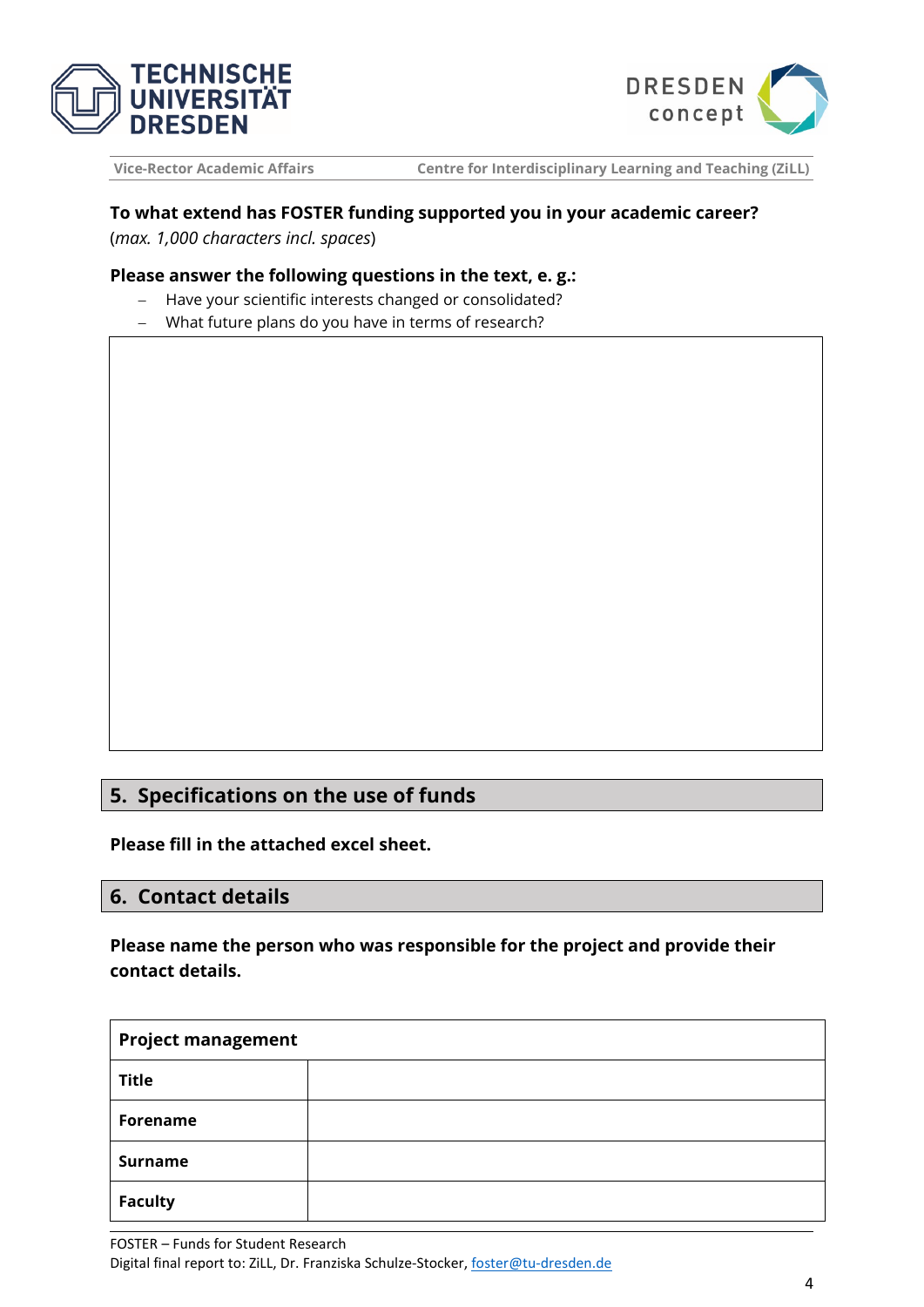**To what extend has FOSTER funding supported you in your academic career?**
(*max. 1,000 characters incl. spaces*)

**Please answer the following questions in the text, e. g.:**

- Have your scientific interests changed or consolidated?
- What future plans do you have in terms of research?

| |
|---|
| |

## 5. Specifications on the use of funds

**Please fill in the attached excel sheet.**

## 6. Contact details

**Please name the person who was responsible for the project and provide their contact details.**

| **Project management** | |
|---|---|
| **Title** | |
| **Forename** | |
| **Surname** | |
| **Faculty** | |

FOSTER – Funds for Student Research
Digital final report to: ZiLL, Dr. Franziska Schulze-Stocker, foster@tu-dresden.de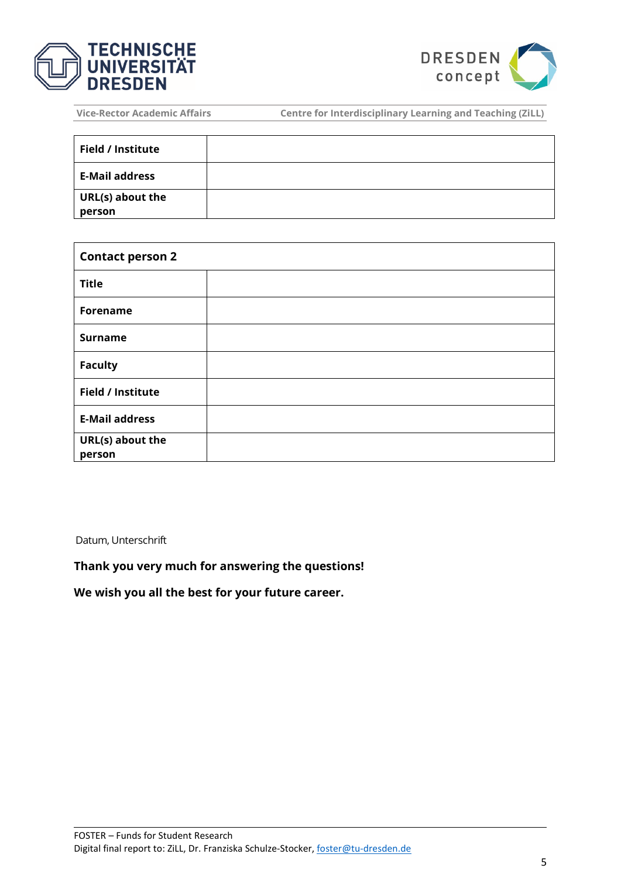| | |
|---|---|
| **Field / Institute** | |
| **E-Mail address** | |
| **URL(s) about the person** | |

| **Contact person 2** | |
|---|---|
| **Title** | |
| **Forename** | |
| **Surname** | |
| **Faculty** | |
| **Field / Institute** | |
| **E-Mail address** | |
| **URL(s) about the person** | |

Datum, Unterschrift

**Thank you very much for answering the questions!**

**We wish you all the best for your future career.**

FOSTER – Funds for Student Research
Digital final report to: ZiLL, Dr. Franziska Schulze-Stocker, foster@tu-dresden.de